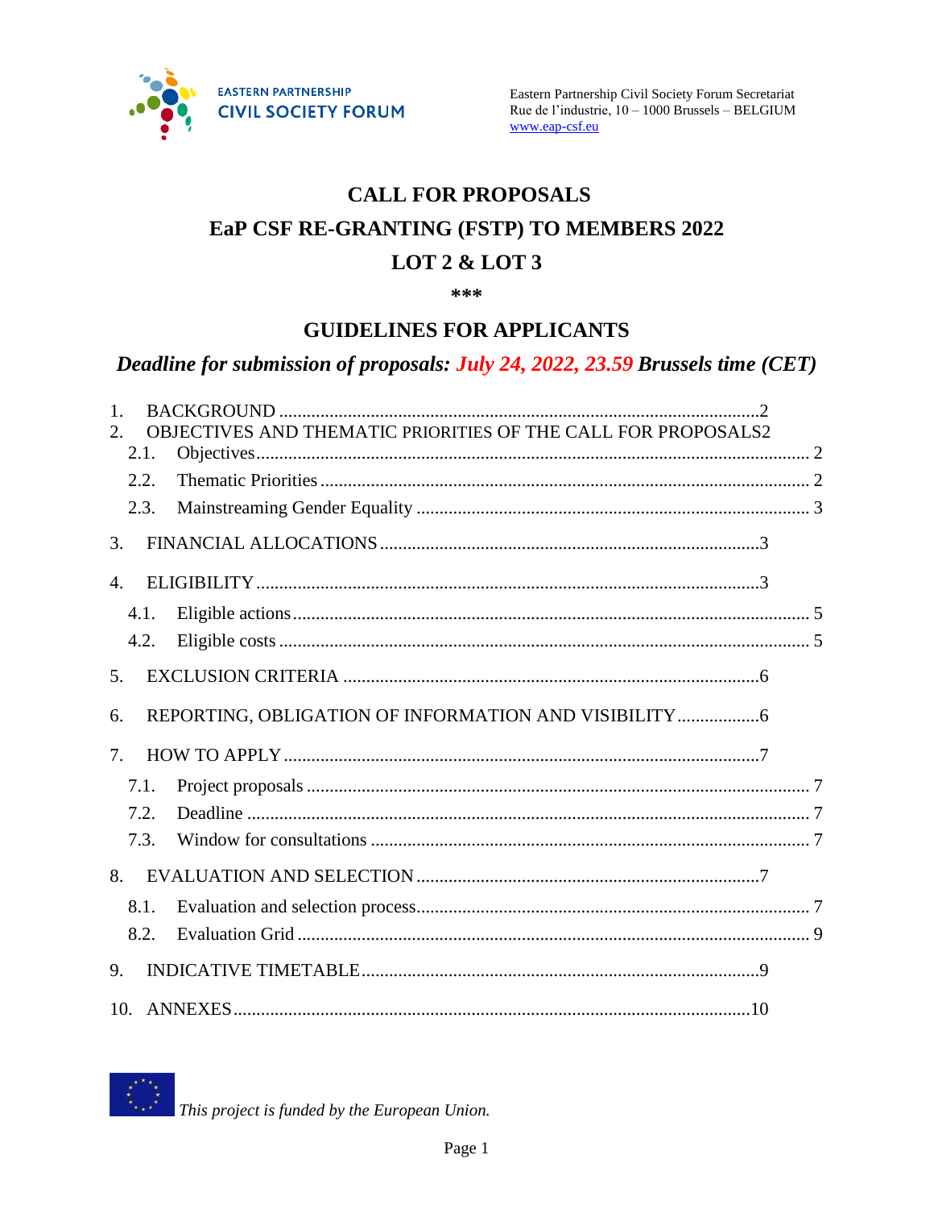EASTERN PARTNERSHIP
CIVIL SOCIETY FORUM

Eastern Partnership Civil Society Forum Secretariat
Rue de l'industrie, 10 – 1000 Brussels – BELGIUM
www.eap-csf.eu

# CALL FOR PROPOSALS

# EaP CSF RE-GRANTING (FSTP) TO MEMBERS 2022

# LOT 2 & LOT 3

***

## GUIDELINES FOR APPLICANTS

***Deadline for submission of proposals: July 24, 2022, 23.59 Brussels time (CET)***

1. BACKGROUND ....2
2. OBJECTIVES AND THEMATIC PRIORITIES OF THE CALL FOR PROPOSALS ....2
   - 2.1. Objectives ....2
   - 2.2. Thematic Priorities ....2
   - 2.3. Mainstreaming Gender Equality ....3
3. FINANCIAL ALLOCATIONS ....3
4. ELIGIBILITY ....3
   - 4.1. Eligible actions ....5
   - 4.2. Eligible costs ....5
5. EXCLUSION CRITERIA ....6
6. REPORTING, OBLIGATION OF INFORMATION AND VISIBILITY ....6
7. HOW TO APPLY ....7
   - 7.1. Project proposals ....7
   - 7.2. Deadline ....7
   - 7.3. Window for consultations ....7
8. EVALUATION AND SELECTION ....7
   - 8.1. Evaluation and selection process ....7
   - 8.2. Evaluation Grid ....9
9. INDICATIVE TIMETABLE ....9
10. ANNEXES ....10

*This project is funded by the European Union.*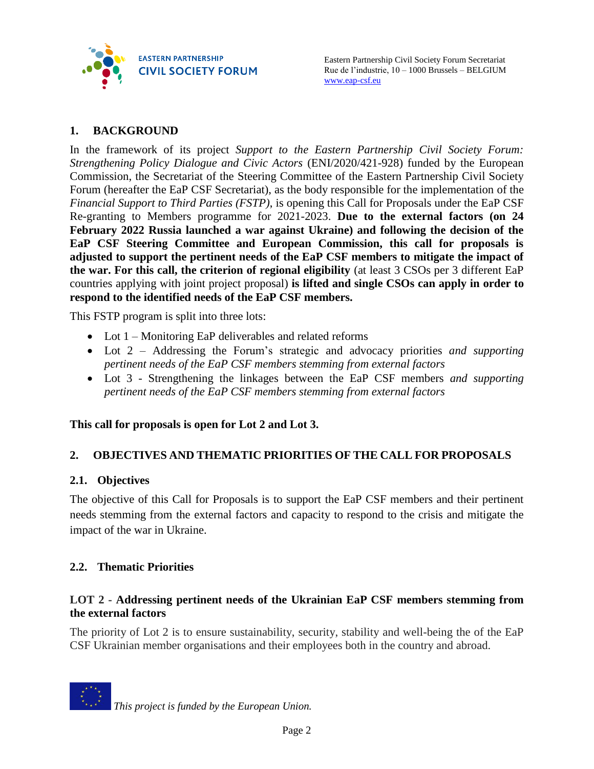## 1. BACKGROUND

In the framework of its project *Support to the Eastern Partnership Civil Society Forum: Strengthening Policy Dialogue and Civic Actors* (ENI/2020/421-928) funded by the European Commission, the Secretariat of the Steering Committee of the Eastern Partnership Civil Society Forum (hereafter the EaP CSF Secretariat), as the body responsible for the implementation of the *Financial Support to Third Parties (FSTP)*, is opening this Call for Proposals under the EaP CSF Re-granting to Members programme for 2021-2023. **Due to the external factors (on 24 February 2022 Russia launched a war against Ukraine) and following the decision of the EaP CSF Steering Committee and European Commission, this call for proposals is adjusted to support the pertinent needs of the EaP CSF members to mitigate the impact of the war. For this call, the criterion of regional eligibility** (at least 3 CSOs per 3 different EaP countries applying with joint project proposal) **is lifted and single CSOs can apply in order to respond to the identified needs of the EaP CSF members.**

This FSTP program is split into three lots:

- Lot 1 – Monitoring EaP deliverables and related reforms
- Lot 2 – Addressing the Forum's strategic and advocacy priorities *and supporting pertinent needs of the EaP CSF members stemming from external factors*
- Lot 3 - Strengthening the linkages between the EaP CSF members *and supporting pertinent needs of the EaP CSF members stemming from external factors*

**This call for proposals is open for Lot 2 and Lot 3.**

## 2. OBJECTIVES AND THEMATIC PRIORITIES OF THE CALL FOR PROPOSALS

### 2.1. Objectives

The objective of this Call for Proposals is to support the EaP CSF members and their pertinent needs stemming from the external factors and capacity to respond to the crisis and mitigate the impact of the war in Ukraine.

### 2.2. Thematic Priorities

#### LOT 2 - Addressing pertinent needs of the Ukrainian EaP CSF members stemming from the external factors

The priority of Lot 2 is to ensure sustainability, security, stability and well-being the of the EaP CSF Ukrainian member organisations and their employees both in the country and abroad.

*This project is funded by the European Union.*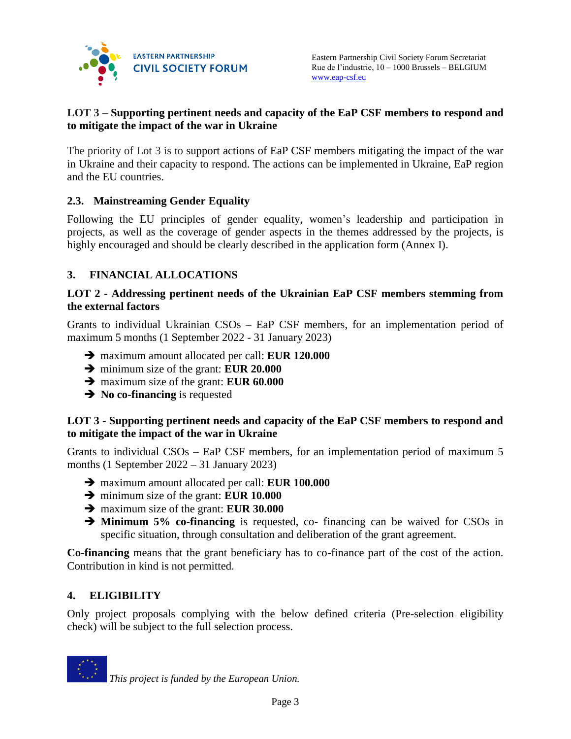**LOT 3 – Supporting pertinent needs and capacity of the EaP CSF members to respond and to mitigate the impact of the war in Ukraine**

The priority of Lot 3 is to support actions of EaP CSF members mitigating the impact of the war in Ukraine and their capacity to respond. The actions can be implemented in Ukraine, EaP region and the EU countries.

### 2.3. Mainstreaming Gender Equality

Following the EU principles of gender equality, women's leadership and participation in projects, as well as the coverage of gender aspects in the themes addressed by the projects, is highly encouraged and should be clearly described in the application form (Annex I).

## 3. FINANCIAL ALLOCATIONS

**LOT 2 - Addressing pertinent needs of the Ukrainian EaP CSF members stemming from the external factors**

Grants to individual Ukrainian CSOs – EaP CSF members, for an implementation period of maximum 5 months (1 September 2022 - 31 January 2023)

- ➔ maximum amount allocated per call: **EUR 120.000**
- ➔ minimum size of the grant: **EUR 20.000**
- ➔ maximum size of the grant: **EUR 60.000**
- ➔ **No co-financing** is requested

**LOT 3 - Supporting pertinent needs and capacity of the EaP CSF members to respond and to mitigate the impact of the war in Ukraine**

Grants to individual CSOs – EaP CSF members, for an implementation period of maximum 5 months (1 September 2022 – 31 January 2023)

- ➔ maximum amount allocated per call: **EUR 100.000**
- ➔ minimum size of the grant: **EUR 10.000**
- ➔ maximum size of the grant: **EUR 30.000**
- ➔ **Minimum 5% co-financing** is requested, co- financing can be waived for CSOs in specific situation, through consultation and deliberation of the grant agreement.

**Co-financing** means that the grant beneficiary has to co-finance part of the cost of the action. Contribution in kind is not permitted.

## 4. ELIGIBILITY

Only project proposals complying with the below defined criteria (Pre-selection eligibility check) will be subject to the full selection process.

*This project is funded by the European Union.*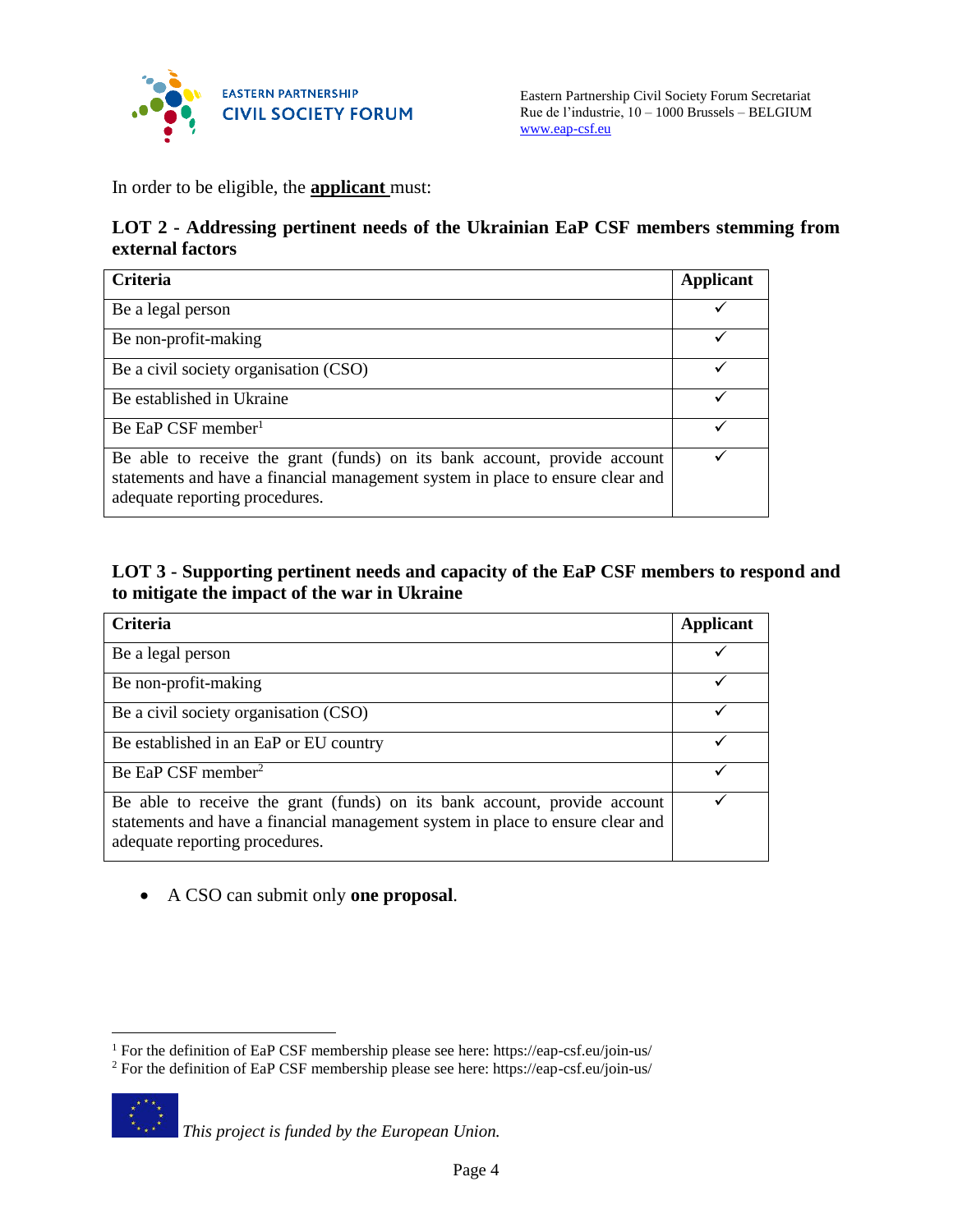In order to be eligible, the **applicant** must:

### LOT 2 - Addressing pertinent needs of the Ukrainian EaP CSF members stemming from external factors

| Criteria | Applicant |
| --- | --- |
| Be a legal person | ✓ |
| Be non-profit-making | ✓ |
| Be a civil society organisation (CSO) | ✓ |
| Be established in Ukraine | ✓ |
| Be EaP CSF member[1] | ✓ |
| Be able to receive the grant (funds) on its bank account, provide account statements and have a financial management system in place to ensure clear and adequate reporting procedures. | ✓ |

### LOT 3 - Supporting pertinent needs and capacity of the EaP CSF members to respond and to mitigate the impact of the war in Ukraine

| Criteria | Applicant |
| --- | --- |
| Be a legal person | ✓ |
| Be non-profit-making | ✓ |
| Be a civil society organisation (CSO) | ✓ |
| Be established in an EaP or EU country | ✓ |
| Be EaP CSF member[2] | ✓ |
| Be able to receive the grant (funds) on its bank account, provide account statements and have a financial management system in place to ensure clear and adequate reporting procedures. | ✓ |

- A CSO can submit only **one proposal**.

[1] For the definition of EaP CSF membership please see here: https://eap-csf.eu/join-us/

[2] For the definition of EaP CSF membership please see here: https://eap-csf.eu/join-us/

*This project is funded by the European Union.*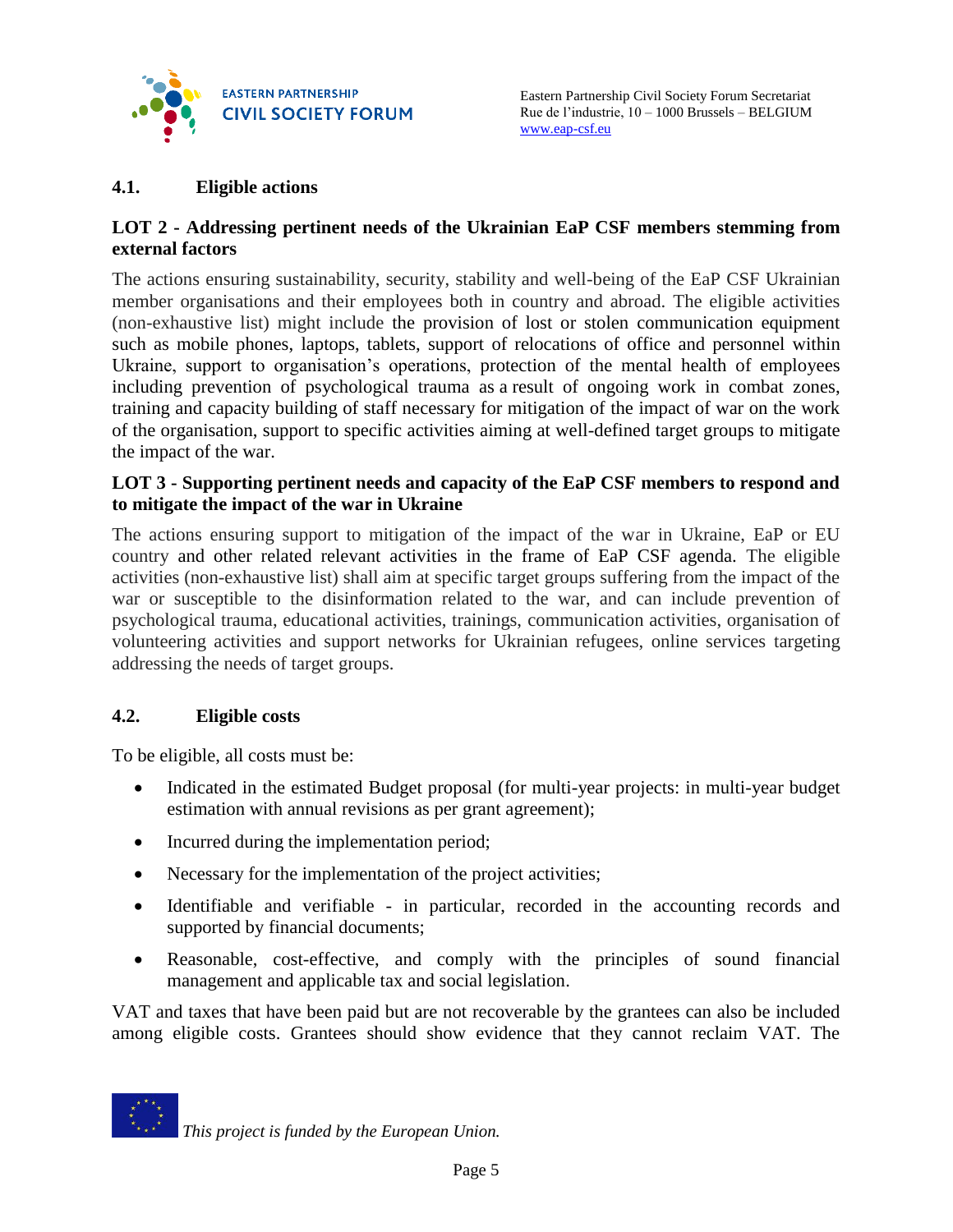## 4.1. Eligible actions

**LOT 2 - Addressing pertinent needs of the Ukrainian EaP CSF members stemming from external factors**

The actions ensuring sustainability, security, stability and well-being of the EaP CSF Ukrainian member organisations and their employees both in country and abroad. The eligible activities (non-exhaustive list) might include the provision of lost or stolen communication equipment such as mobile phones, laptops, tablets, support of relocations of office and personnel within Ukraine, support to organisation's operations, protection of the mental health of employees including prevention of psychological trauma as a result of ongoing work in combat zones, training and capacity building of staff necessary for mitigation of the impact of war on the work of the organisation, support to specific activities aiming at well-defined target groups to mitigate the impact of the war.

**LOT 3 - Supporting pertinent needs and capacity of the EaP CSF members to respond and to mitigate the impact of the war in Ukraine**

The actions ensuring support to mitigation of the impact of the war in Ukraine, EaP or EU country and other related relevant activities in the frame of EaP CSF agenda. The eligible activities (non-exhaustive list) shall aim at specific target groups suffering from the impact of the war or susceptible to the disinformation related to the war, and can include prevention of psychological trauma, educational activities, trainings, communication activities, organisation of volunteering activities and support networks for Ukrainian refugees, online services targeting addressing the needs of target groups.

## 4.2. Eligible costs

To be eligible, all costs must be:

- Indicated in the estimated Budget proposal (for multi-year projects: in multi-year budget estimation with annual revisions as per grant agreement);
- Incurred during the implementation period;
- Necessary for the implementation of the project activities;
- Identifiable and verifiable - in particular, recorded in the accounting records and supported by financial documents;
- Reasonable, cost-effective, and comply with the principles of sound financial management and applicable tax and social legislation.

VAT and taxes that have been paid but are not recoverable by the grantees can also be included among eligible costs. Grantees should show evidence that they cannot reclaim VAT. The

*This project is funded by the European Union.*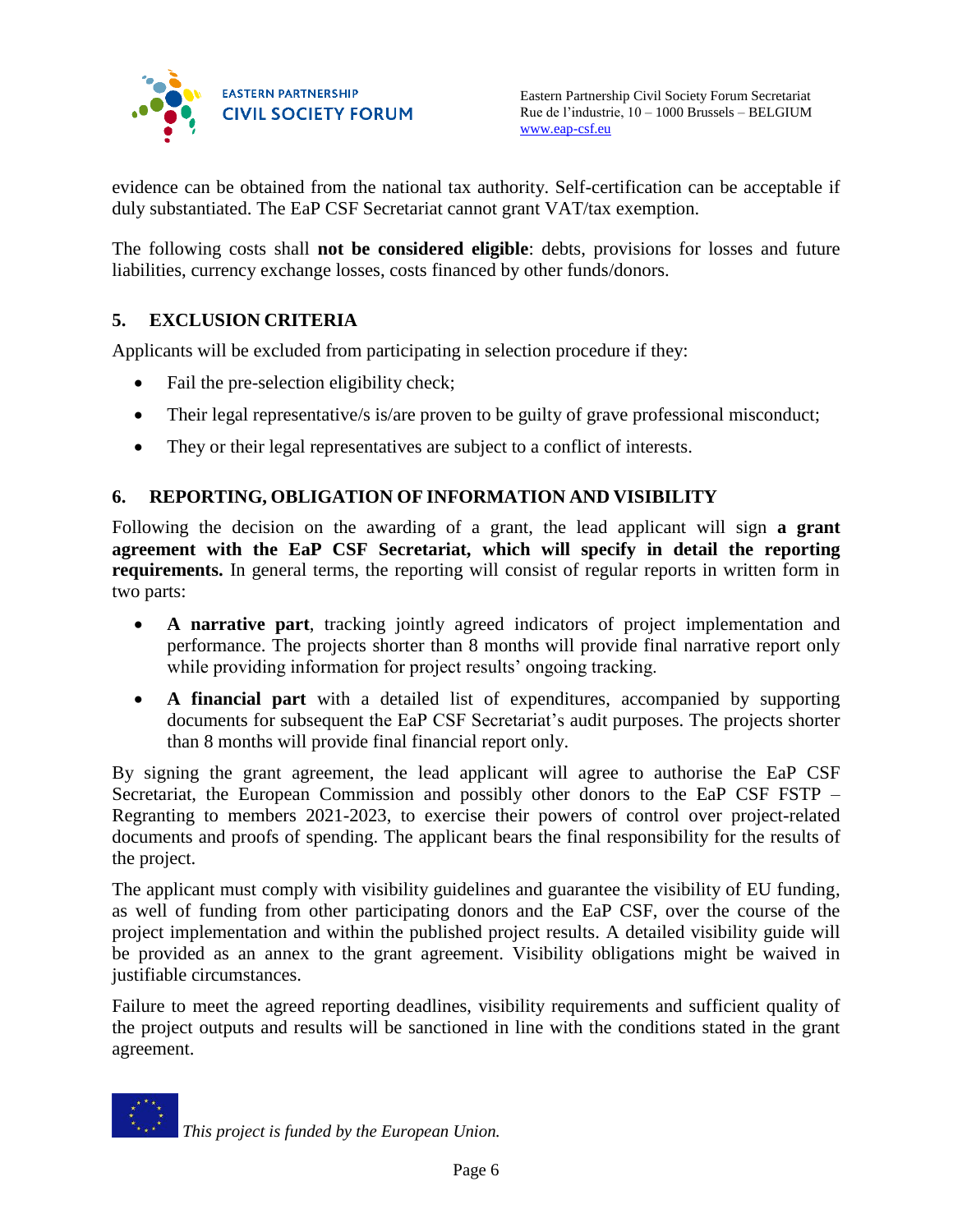evidence can be obtained from the national tax authority. Self-certification can be acceptable if duly substantiated. The EaP CSF Secretariat cannot grant VAT/tax exemption.

The following costs shall **not be considered eligible**: debts, provisions for losses and future liabilities, currency exchange losses, costs financed by other funds/donors.

## 5. EXCLUSION CRITERIA

Applicants will be excluded from participating in selection procedure if they:

- Fail the pre-selection eligibility check;
- Their legal representative/s is/are proven to be guilty of grave professional misconduct;
- They or their legal representatives are subject to a conflict of interests.

## 6. REPORTING, OBLIGATION OF INFORMATION AND VISIBILITY

Following the decision on the awarding of a grant, the lead applicant will sign **a grant agreement with the EaP CSF Secretariat, which will specify in detail the reporting requirements.** In general terms, the reporting will consist of regular reports in written form in two parts:

- **A narrative part**, tracking jointly agreed indicators of project implementation and performance. The projects shorter than 8 months will provide final narrative report only while providing information for project results' ongoing tracking.
- **A financial part** with a detailed list of expenditures, accompanied by supporting documents for subsequent the EaP CSF Secretariat's audit purposes. The projects shorter than 8 months will provide final financial report only.

By signing the grant agreement, the lead applicant will agree to authorise the EaP CSF Secretariat, the European Commission and possibly other donors to the EaP CSF FSTP – Regranting to members 2021-2023, to exercise their powers of control over project-related documents and proofs of spending. The applicant bears the final responsibility for the results of the project.

The applicant must comply with visibility guidelines and guarantee the visibility of EU funding, as well of funding from other participating donors and the EaP CSF, over the course of the project implementation and within the published project results. A detailed visibility guide will be provided as an annex to the grant agreement. Visibility obligations might be waived in justifiable circumstances.

Failure to meet the agreed reporting deadlines, visibility requirements and sufficient quality of the project outputs and results will be sanctioned in line with the conditions stated in the grant agreement.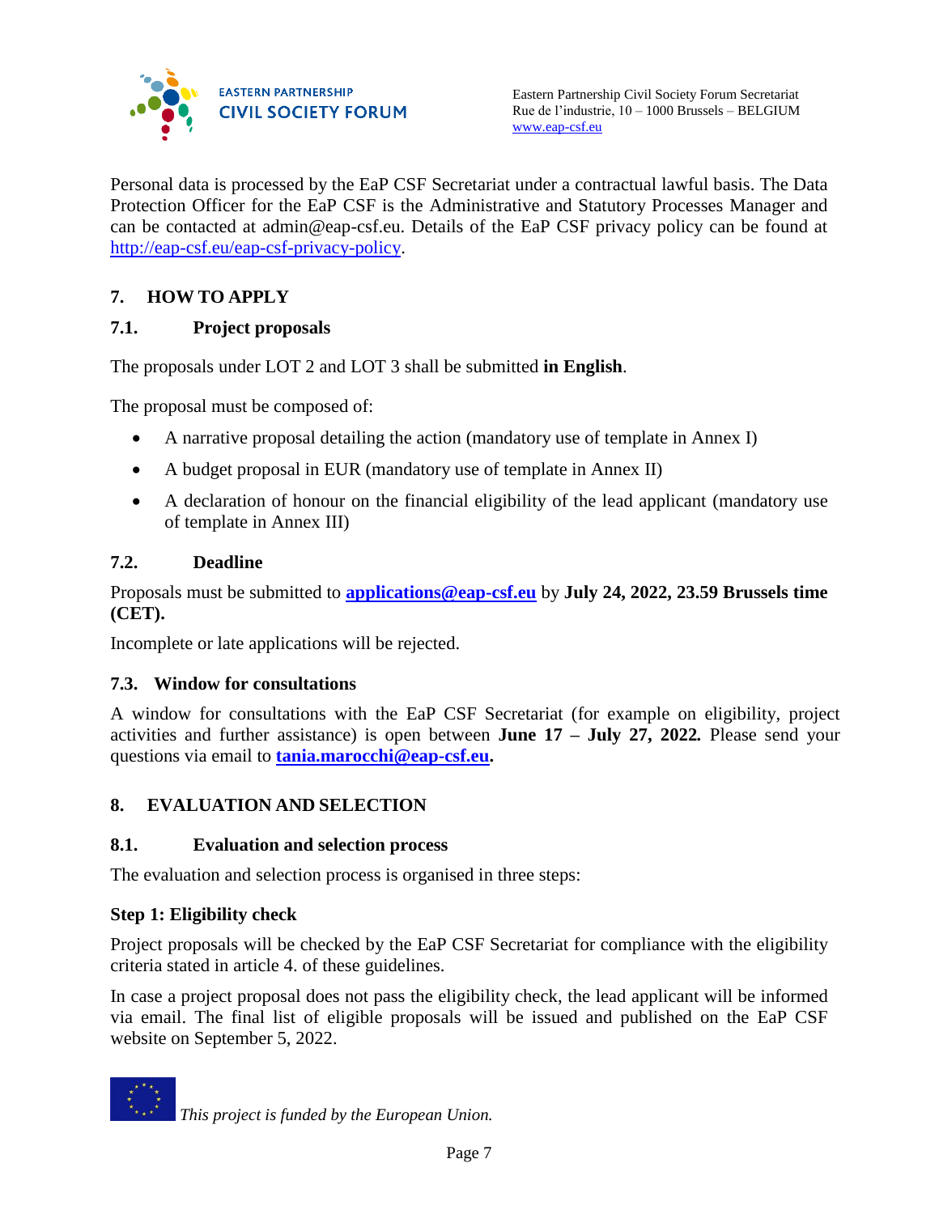Personal data is processed by the EaP CSF Secretariat under a contractual lawful basis. The Data Protection Officer for the EaP CSF is the Administrative and Statutory Processes Manager and can be contacted at admin@eap-csf.eu. Details of the EaP CSF privacy policy can be found at http://eap-csf.eu/eap-csf-privacy-policy.

## 7. HOW TO APPLY

### 7.1. Project proposals

The proposals under LOT 2 and LOT 3 shall be submitted **in English**.

The proposal must be composed of:

- A narrative proposal detailing the action (mandatory use of template in Annex I)
- A budget proposal in EUR (mandatory use of template in Annex II)
- A declaration of honour on the financial eligibility of the lead applicant (mandatory use of template in Annex III)

### 7.2. Deadline

Proposals must be submitted to **applications@eap-csf.eu** by **July 24, 2022, 23.59 Brussels time (CET).**

Incomplete or late applications will be rejected.

### 7.3. Window for consultations

A window for consultations with the EaP CSF Secretariat (for example on eligibility, project activities and further assistance) is open between **June 17 – July 27, 2022.** Please send your questions via email to **tania.marocchi@eap-csf.eu.**

## 8. EVALUATION AND SELECTION

### 8.1. Evaluation and selection process

The evaluation and selection process is organised in three steps:

**Step 1: Eligibility check**

Project proposals will be checked by the EaP CSF Secretariat for compliance with the eligibility criteria stated in article 4. of these guidelines.

In case a project proposal does not pass the eligibility check, the lead applicant will be informed via email. The final list of eligible proposals will be issued and published on the EaP CSF website on September 5, 2022.

*This project is funded by the European Union.*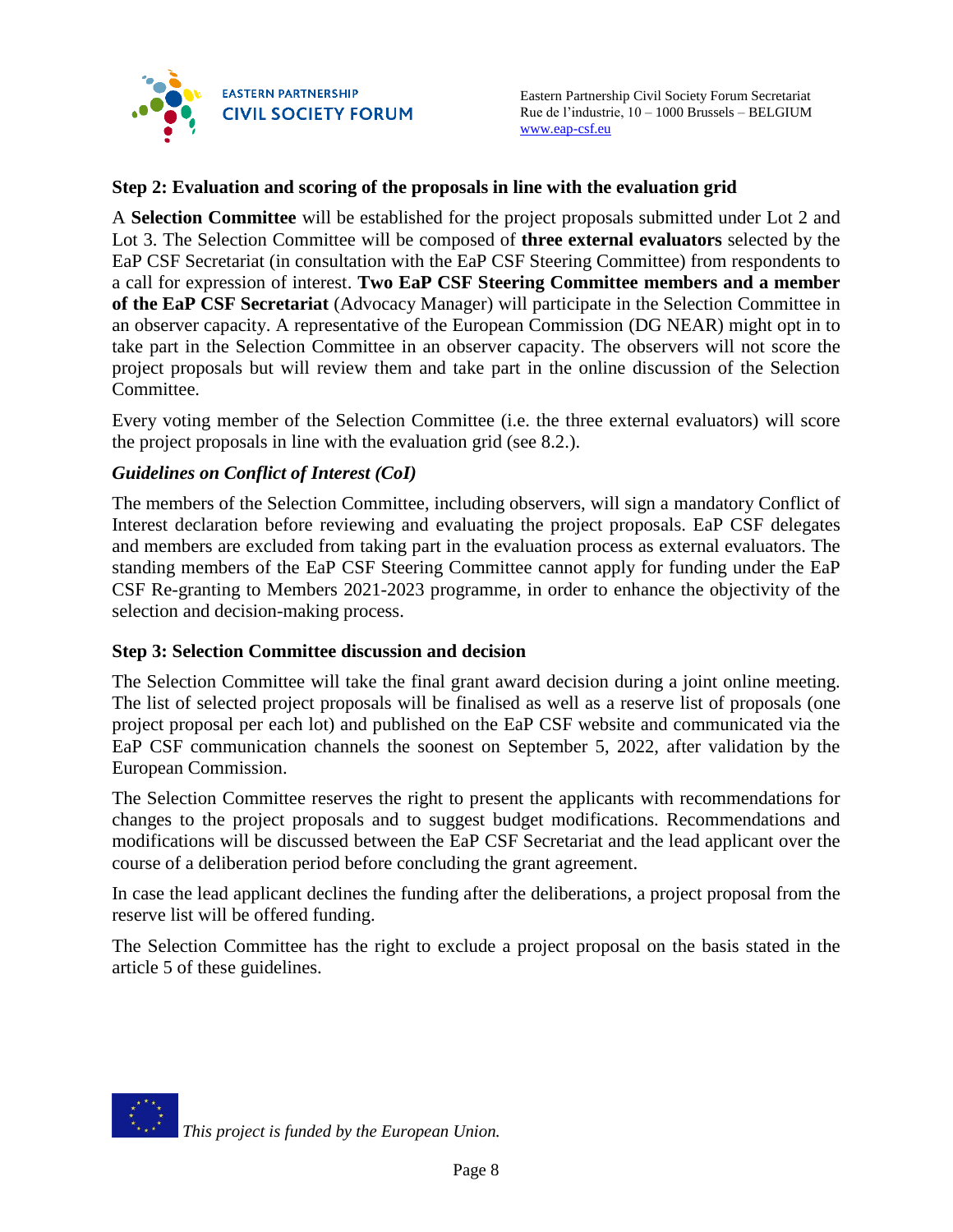### Step 2: Evaluation and scoring of the proposals in line with the evaluation grid

A **Selection Committee** will be established for the project proposals submitted under Lot 2 and Lot 3. The Selection Committee will be composed of **three external evaluators** selected by the EaP CSF Secretariat (in consultation with the EaP CSF Steering Committee) from respondents to a call for expression of interest. **Two EaP CSF Steering Committee members and a member of the EaP CSF Secretariat** (Advocacy Manager) will participate in the Selection Committee in an observer capacity. A representative of the European Commission (DG NEAR) might opt in to take part in the Selection Committee in an observer capacity. The observers will not score the project proposals but will review them and take part in the online discussion of the Selection Committee.

Every voting member of the Selection Committee (i.e. the three external evaluators) will score the project proposals in line with the evaluation grid (see 8.2.).

#### *Guidelines on Conflict of Interest (CoI)*

The members of the Selection Committee, including observers, will sign a mandatory Conflict of Interest declaration before reviewing and evaluating the project proposals. EaP CSF delegates and members are excluded from taking part in the evaluation process as external evaluators. The standing members of the EaP CSF Steering Committee cannot apply for funding under the EaP CSF Re-granting to Members 2021-2023 programme, in order to enhance the objectivity of the selection and decision-making process.

### Step 3: Selection Committee discussion and decision

The Selection Committee will take the final grant award decision during a joint online meeting. The list of selected project proposals will be finalised as well as a reserve list of proposals (one project proposal per each lot) and published on the EaP CSF website and communicated via the EaP CSF communication channels the soonest on September 5, 2022, after validation by the European Commission.

The Selection Committee reserves the right to present the applicants with recommendations for changes to the project proposals and to suggest budget modifications. Recommendations and modifications will be discussed between the EaP CSF Secretariat and the lead applicant over the course of a deliberation period before concluding the grant agreement.

In case the lead applicant declines the funding after the deliberations, a project proposal from the reserve list will be offered funding.

The Selection Committee has the right to exclude a project proposal on the basis stated in the article 5 of these guidelines.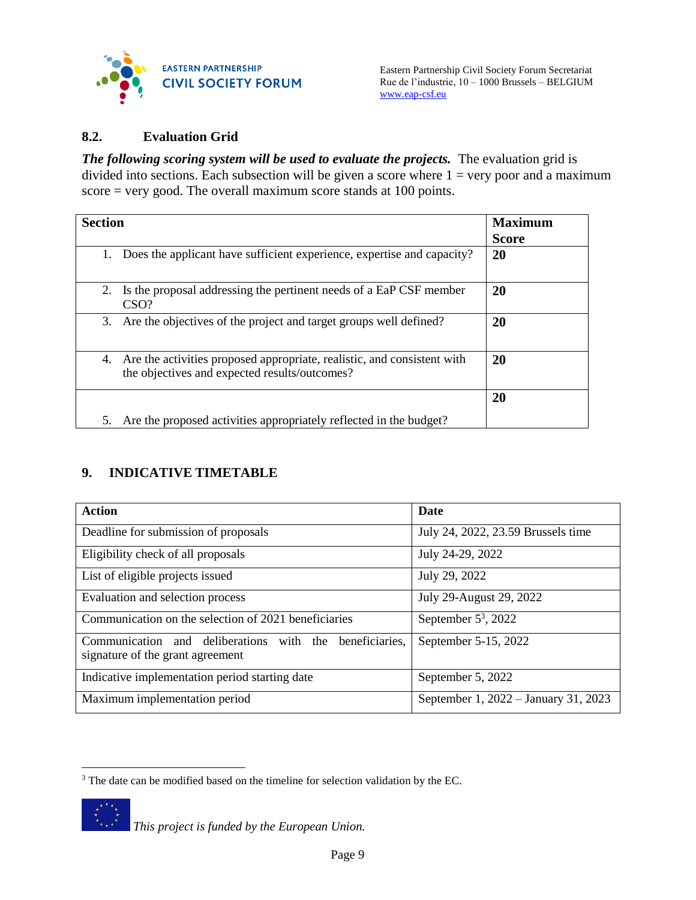### 8.2. Evaluation Grid

***The following scoring system will be used to evaluate the projects.*** The evaluation grid is divided into sections. Each subsection will be given a score where 1 = very poor and a maximum score = very good. The overall maximum score stands at 100 points.

| Section | Maximum Score |
|---|---|
| 1. Does the applicant have sufficient experience, expertise and capacity? | **20** |
| 2. Is the proposal addressing the pertinent needs of a EaP CSF member CSO? | **20** |
| 3. Are the objectives of the project and target groups well defined? | **20** |
| 4. Are the activities proposed appropriate, realistic, and consistent with the objectives and expected results/outcomes? | **20** |
| 5. Are the proposed activities appropriately reflected in the budget? | **20** |

## 9. INDICATIVE TIMETABLE

| Action | Date |
|---|---|
| Deadline for submission of proposals | July 24, 2022, 23.59 Brussels time |
| Eligibility check of all proposals | July 24-29, 2022 |
| List of eligible projects issued | July 29, 2022 |
| Evaluation and selection process | July 29-August 29, 2022 |
| Communication on the selection of 2021 beneficiaries | September 5[3], 2022 |
| Communication and deliberations with the beneficiaries, signature of the grant agreement | September 5-15, 2022 |
| Indicative implementation period starting date | September 5, 2022 |
| Maximum implementation period | September 1, 2022 – January 31, 2023 |

[3] The date can be modified based on the timeline for selection validation by the EC.

*This project is funded by the European Union.*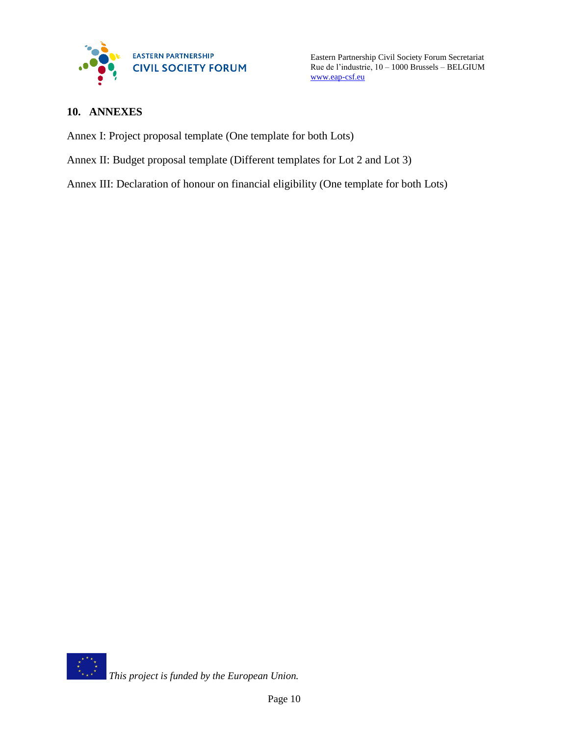## 10. ANNEXES

Annex I: Project proposal template (One template for both Lots)

Annex II: Budget proposal template (Different templates for Lot 2 and Lot 3)

Annex III: Declaration of honour on financial eligibility (One template for both Lots)